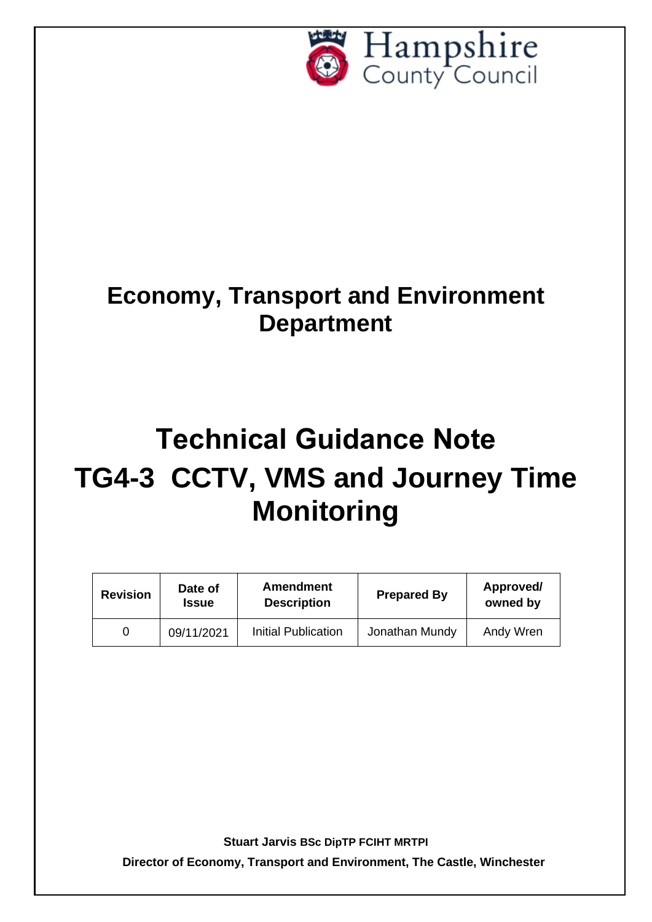Hampshire County Council

# Economy, Transport and Environment Department

# Technical Guidance Note TG4-3 CCTV, VMS and Journey Time Monitoring

| Revision | Date of Issue | Amendment Description | Prepared By | Approved/ owned by |
|---|---|---|---|---|
| 0 | 09/11/2021 | Initial Publication | Jonathan Mundy | Andy Wren |

**Stuart Jarvis BSc DipTP FCIHT MRTPI**

**Director of Economy, Transport and Environment, The Castle, Winchester**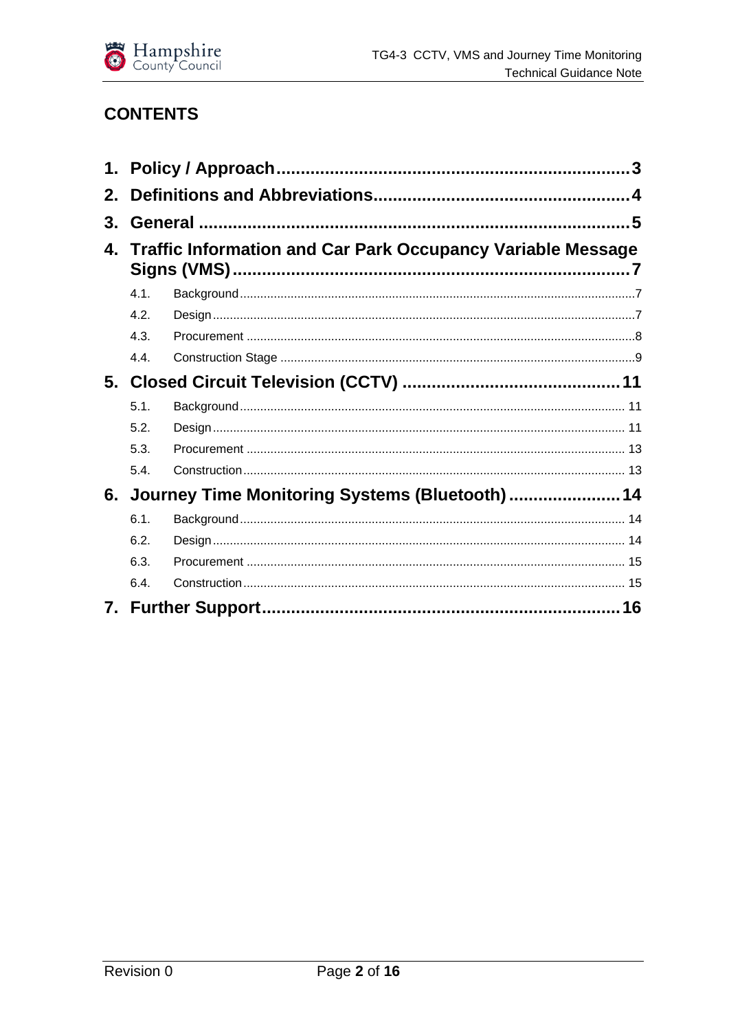## CONTENTS

1. **Policy / Approach** .......... 3
2. **Definitions and Abbreviations** .......... 4
3. **General** .......... 5
4. **Traffic Information and Car Park Occupancy Variable Message Signs (VMS)** .......... 7
   - 4.1. Background .......... 7
   - 4.2. Design .......... 7
   - 4.3. Procurement .......... 8
   - 4.4. Construction Stage .......... 9
5. **Closed Circuit Television (CCTV)** .......... 11
   - 5.1. Background .......... 11
   - 5.2. Design .......... 11
   - 5.3. Procurement .......... 13
   - 5.4. Construction .......... 13
6. **Journey Time Monitoring Systems (Bluetooth)** .......... 14
   - 6.1. Background .......... 14
   - 6.2. Design .......... 14
   - 6.3. Procurement .......... 15
   - 6.4. Construction .......... 15
7. **Further Support** .......... 16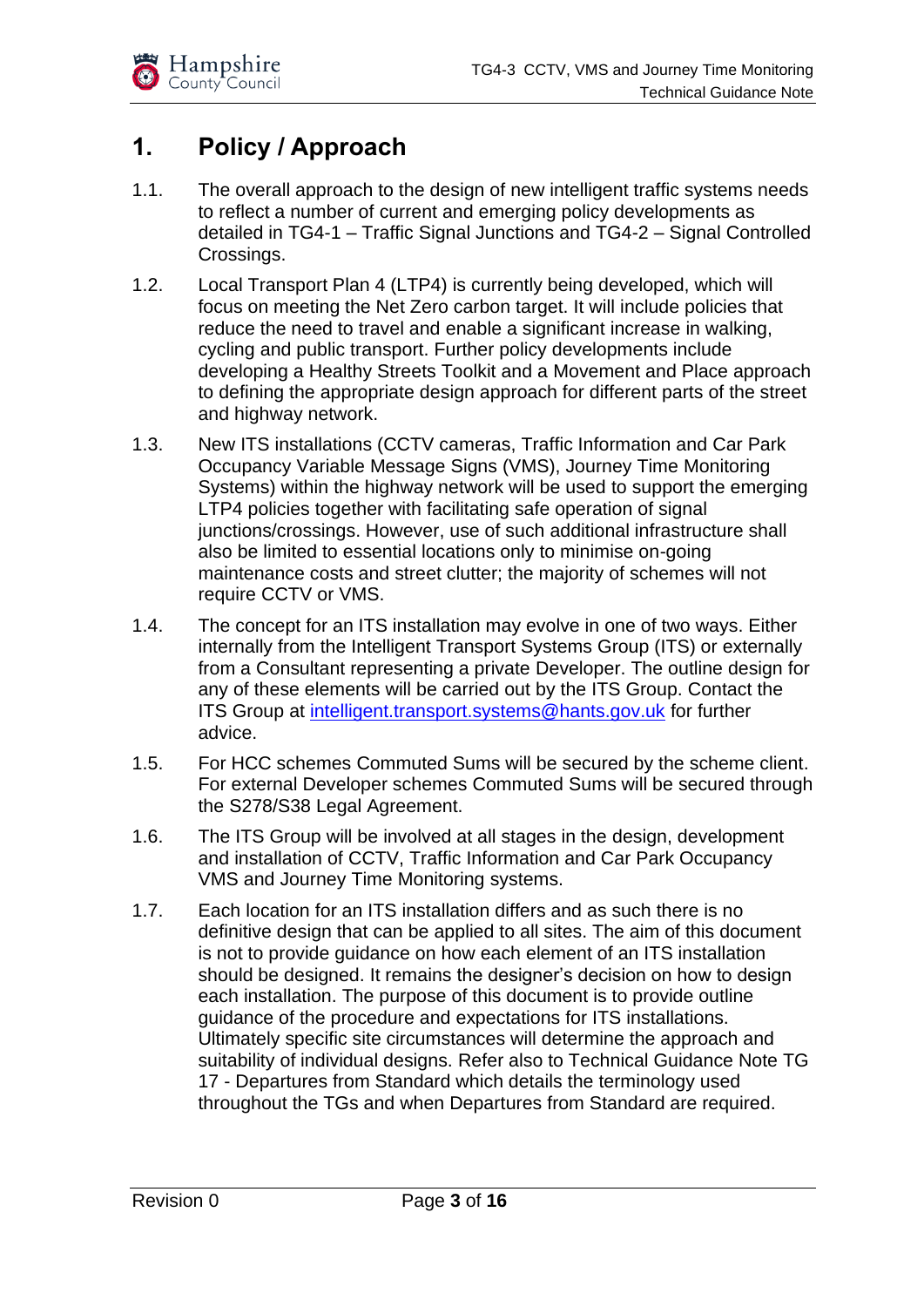# 1. Policy / Approach

1.1. The overall approach to the design of new intelligent traffic systems needs to reflect a number of current and emerging policy developments as detailed in TG4-1 – Traffic Signal Junctions and TG4-2 – Signal Controlled Crossings.

1.2. Local Transport Plan 4 (LTP4) is currently being developed, which will focus on meeting the Net Zero carbon target. It will include policies that reduce the need to travel and enable a significant increase in walking, cycling and public transport. Further policy developments include developing a Healthy Streets Toolkit and a Movement and Place approach to defining the appropriate design approach for different parts of the street and highway network.

1.3. New ITS installations (CCTV cameras, Traffic Information and Car Park Occupancy Variable Message Signs (VMS), Journey Time Monitoring Systems) within the highway network will be used to support the emerging LTP4 policies together with facilitating safe operation of signal junctions/crossings. However, use of such additional infrastructure shall also be limited to essential locations only to minimise on-going maintenance costs and street clutter; the majority of schemes will not require CCTV or VMS.

1.4. The concept for an ITS installation may evolve in one of two ways. Either internally from the Intelligent Transport Systems Group (ITS) or externally from a Consultant representing a private Developer. The outline design for any of these elements will be carried out by the ITS Group. Contact the ITS Group at intelligent.transport.systems@hants.gov.uk for further advice.

1.5. For HCC schemes Commuted Sums will be secured by the scheme client. For external Developer schemes Commuted Sums will be secured through the S278/S38 Legal Agreement.

1.6. The ITS Group will be involved at all stages in the design, development and installation of CCTV, Traffic Information and Car Park Occupancy VMS and Journey Time Monitoring systems.

1.7. Each location for an ITS installation differs and as such there is no definitive design that can be applied to all sites. The aim of this document is not to provide guidance on how each element of an ITS installation should be designed. It remains the designer's decision on how to design each installation. The purpose of this document is to provide outline guidance of the procedure and expectations for ITS installations. Ultimately specific site circumstances will determine the approach and suitability of individual designs. Refer also to Technical Guidance Note TG 17 - Departures from Standard which details the terminology used throughout the TGs and when Departures from Standard are required.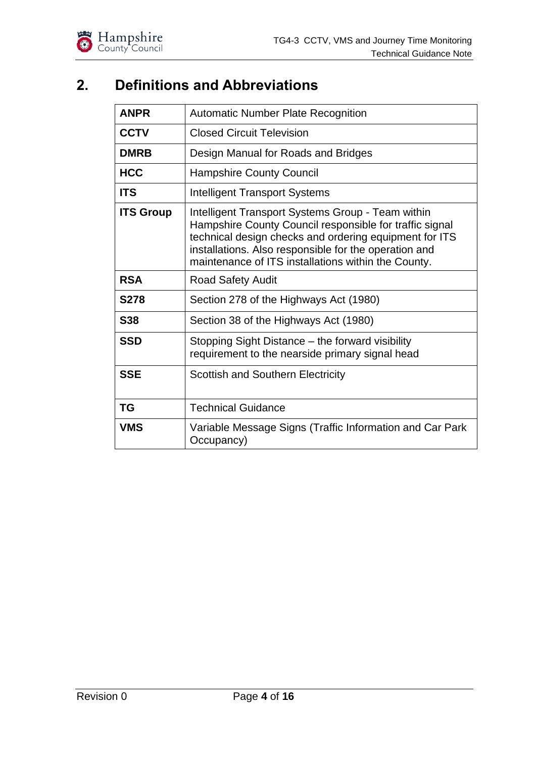## 2. Definitions and Abbreviations

| | |
|---|---|
| **ANPR** | Automatic Number Plate Recognition |
| **CCTV** | Closed Circuit Television |
| **DMRB** | Design Manual for Roads and Bridges |
| **HCC** | Hampshire County Council |
| **ITS** | Intelligent Transport Systems |
| **ITS Group** | Intelligent Transport Systems Group - Team within Hampshire County Council responsible for traffic signal technical design checks and ordering equipment for ITS installations. Also responsible for the operation and maintenance of ITS installations within the County. |
| **RSA** | Road Safety Audit |
| **S278** | Section 278 of the Highways Act (1980) |
| **S38** | Section 38 of the Highways Act (1980) |
| **SSD** | Stopping Sight Distance – the forward visibility requirement to the nearside primary signal head |
| **SSE** | Scottish and Southern Electricity |
| **TG** | Technical Guidance |
| **VMS** | Variable Message Signs (Traffic Information and Car Park Occupancy) |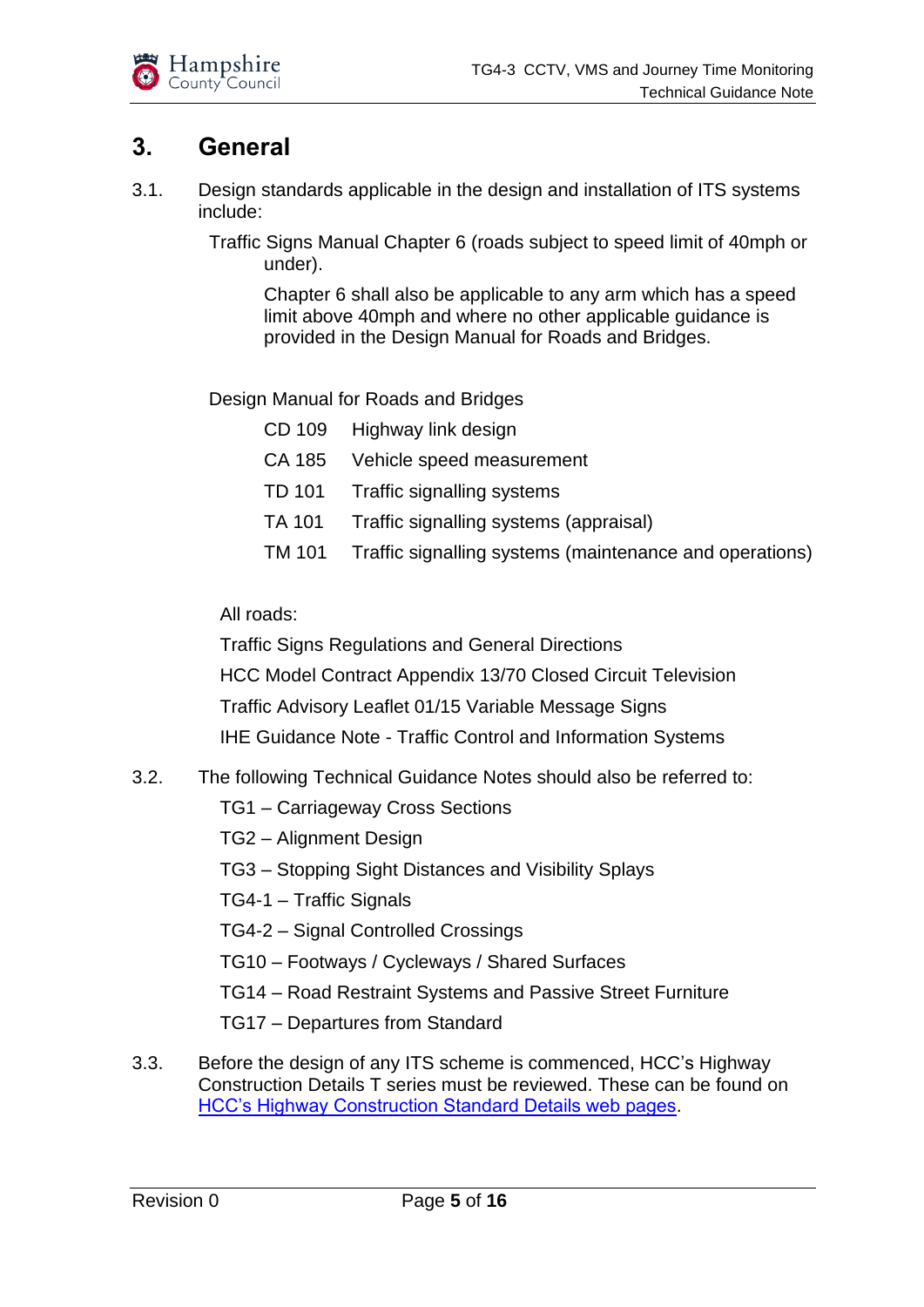## 3. General

3.1. Design standards applicable in the design and installation of ITS systems include:

Traffic Signs Manual Chapter 6 (roads subject to speed limit of 40mph or under).

Chapter 6 shall also be applicable to any arm which has a speed limit above 40mph and where no other applicable guidance is provided in the Design Manual for Roads and Bridges.

Design Manual for Roads and Bridges

| | |
|---|---|
| CD 109 | Highway link design |
| CA 185 | Vehicle speed measurement |
| TD 101 | Traffic signalling systems |
| TA 101 | Traffic signalling systems (appraisal) |
| TM 101 | Traffic signalling systems (maintenance and operations) |

All roads:

Traffic Signs Regulations and General Directions

HCC Model Contract Appendix 13/70 Closed Circuit Television

Traffic Advisory Leaflet 01/15 Variable Message Signs

IHE Guidance Note - Traffic Control and Information Systems

3.2. The following Technical Guidance Notes should also be referred to:

- TG1 – Carriageway Cross Sections
- TG2 – Alignment Design
- TG3 – Stopping Sight Distances and Visibility Splays
- TG4-1 – Traffic Signals
- TG4-2 – Signal Controlled Crossings
- TG10 – Footways / Cycleways / Shared Surfaces
- TG14 – Road Restraint Systems and Passive Street Furniture
- TG17 – Departures from Standard

3.3. Before the design of any ITS scheme is commenced, HCC's Highway Construction Details T series must be reviewed. These can be found on HCC's Highway Construction Standard Details web pages.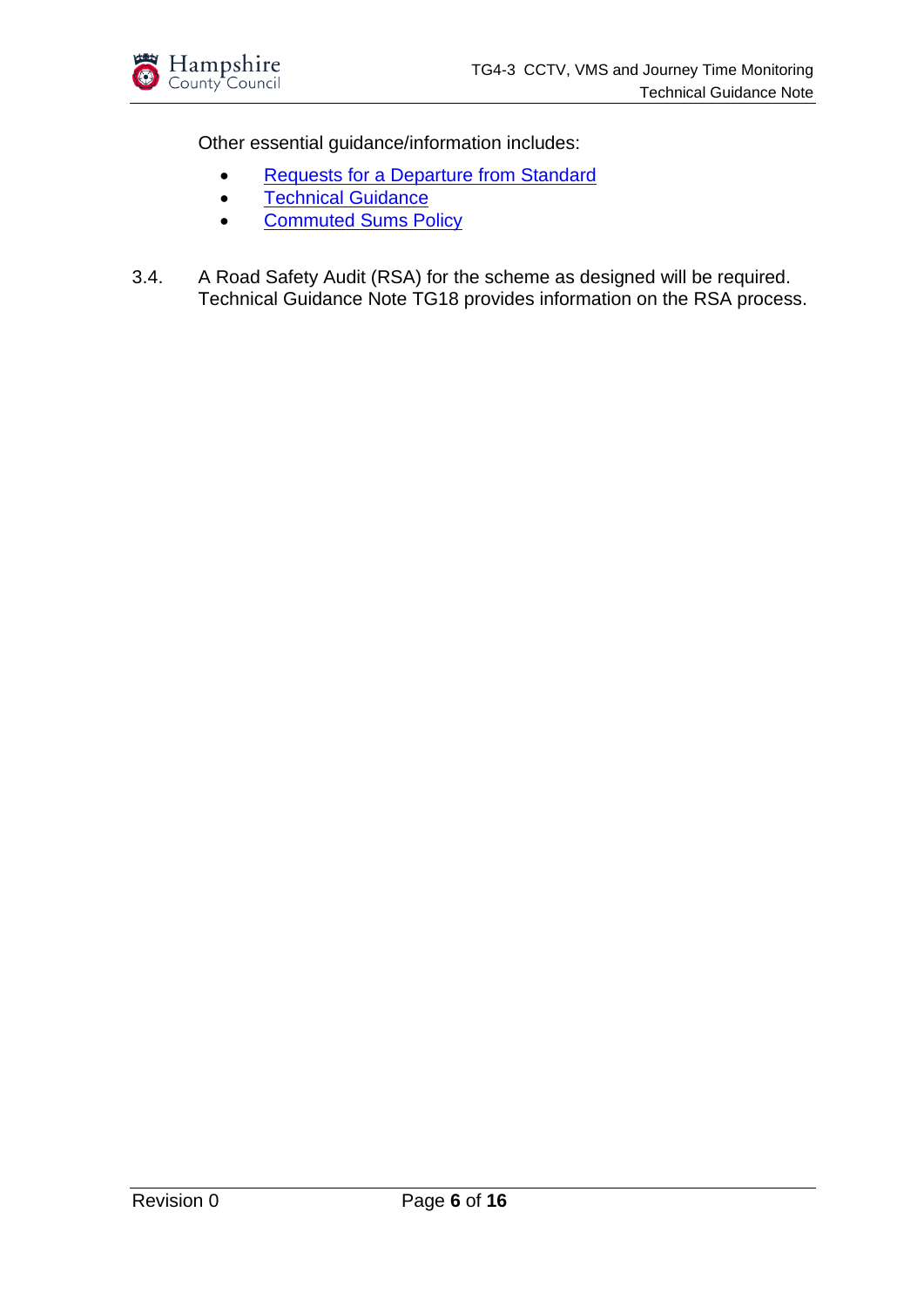Other essential guidance/information includes:

- Requests for a Departure from Standard
- Technical Guidance
- Commuted Sums Policy

3.4. A Road Safety Audit (RSA) for the scheme as designed will be required. Technical Guidance Note TG18 provides information on the RSA process.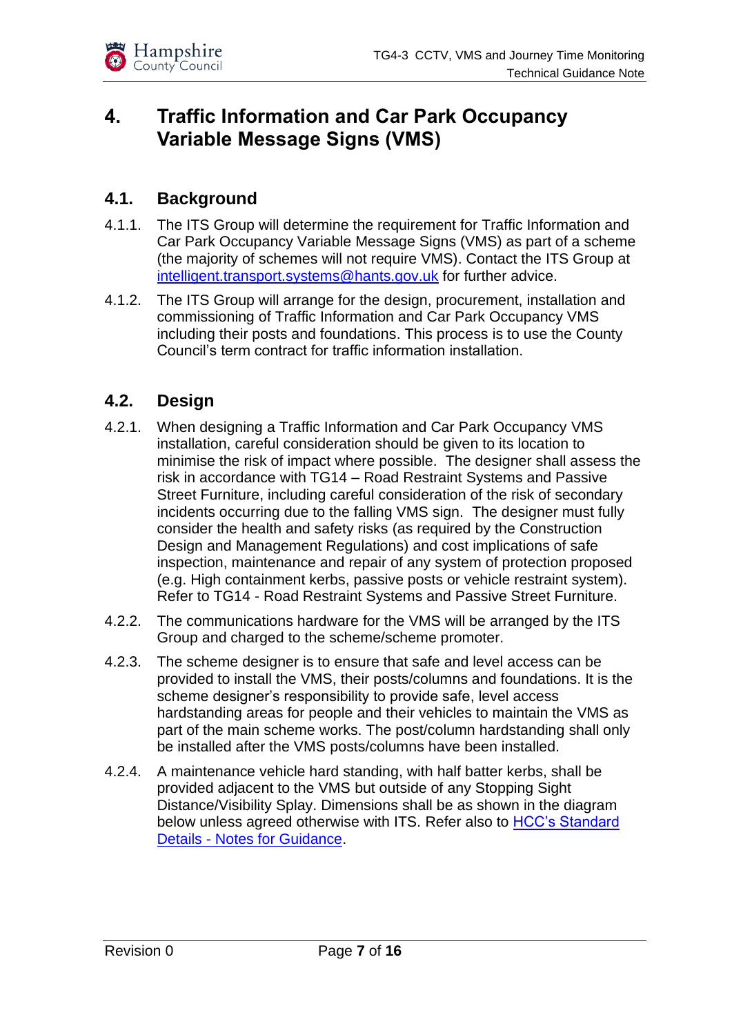# 4. Traffic Information and Car Park Occupancy Variable Message Signs (VMS)

## 4.1. Background

4.1.1. The ITS Group will determine the requirement for Traffic Information and Car Park Occupancy Variable Message Signs (VMS) as part of a scheme (the majority of schemes will not require VMS). Contact the ITS Group at intelligent.transport.systems@hants.gov.uk for further advice.

4.1.2. The ITS Group will arrange for the design, procurement, installation and commissioning of Traffic Information and Car Park Occupancy VMS including their posts and foundations. This process is to use the County Council's term contract for traffic information installation.

## 4.2. Design

4.2.1. When designing a Traffic Information and Car Park Occupancy VMS installation, careful consideration should be given to its location to minimise the risk of impact where possible. The designer shall assess the risk in accordance with TG14 – Road Restraint Systems and Passive Street Furniture, including careful consideration of the risk of secondary incidents occurring due to the falling VMS sign. The designer must fully consider the health and safety risks (as required by the Construction Design and Management Regulations) and cost implications of safe inspection, maintenance and repair of any system of protection proposed (e.g. High containment kerbs, passive posts or vehicle restraint system). Refer to TG14 - Road Restraint Systems and Passive Street Furniture.

4.2.2. The communications hardware for the VMS will be arranged by the ITS Group and charged to the scheme/scheme promoter.

4.2.3. The scheme designer is to ensure that safe and level access can be provided to install the VMS, their posts/columns and foundations. It is the scheme designer's responsibility to provide safe, level access hardstanding areas for people and their vehicles to maintain the VMS as part of the main scheme works. The post/column hardstanding shall only be installed after the VMS posts/columns have been installed.

4.2.4. A maintenance vehicle hard standing, with half batter kerbs, shall be provided adjacent to the VMS but outside of any Stopping Sight Distance/Visibility Splay. Dimensions shall be as shown in the diagram below unless agreed otherwise with ITS. Refer also to HCC's Standard Details - Notes for Guidance.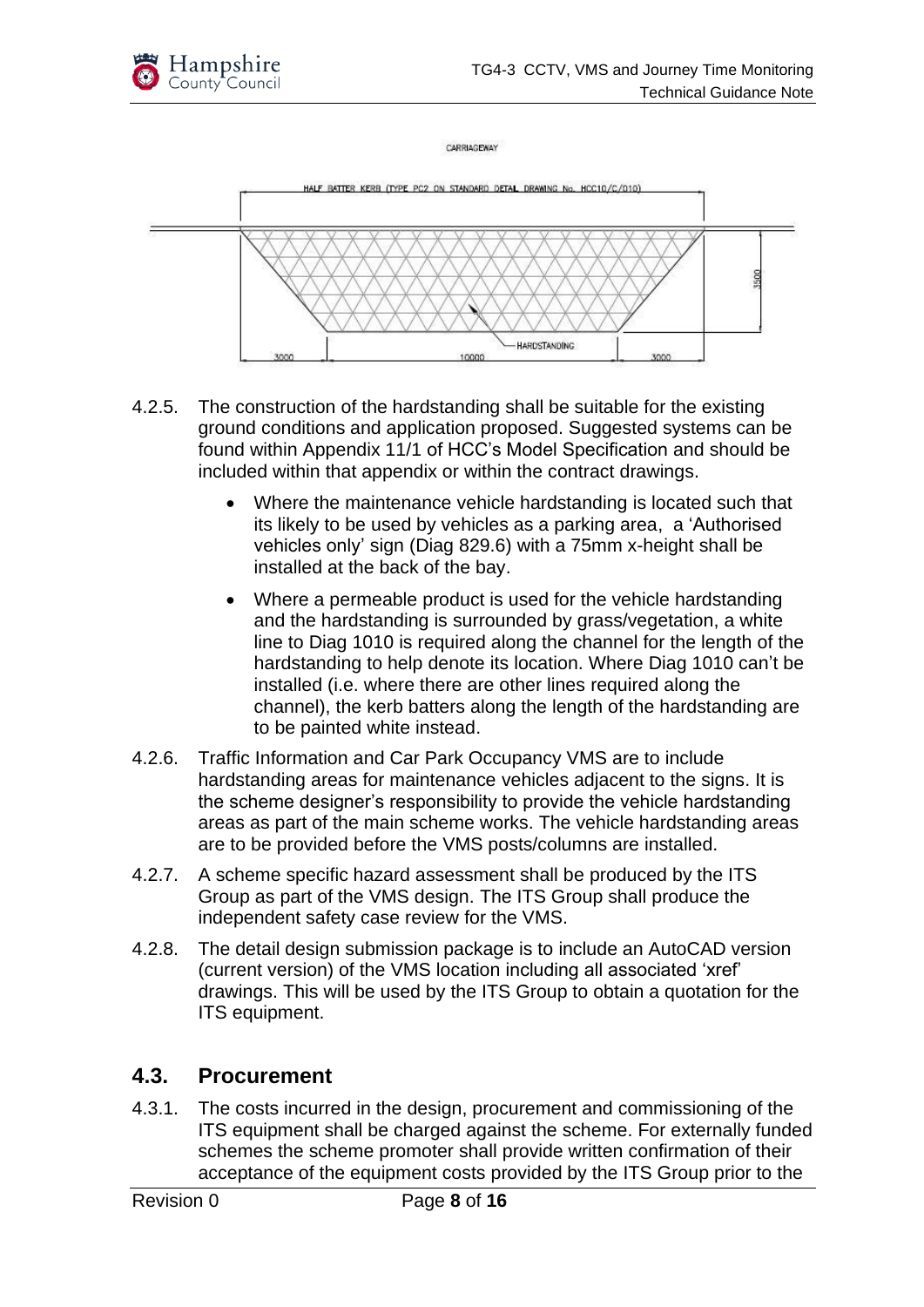CARRIAGEWAY

HALF BATTER KERB (TYPE PC2 ON STANDARD DETAIL DRAWING No. HCC10/C/010)

HARDSTANDING

3000 10000 3000 3500

4.2.5. The construction of the hardstanding shall be suitable for the existing ground conditions and application proposed. Suggested systems can be found within Appendix 11/1 of HCC's Model Specification and should be included within that appendix or within the contract drawings.

- Where the maintenance vehicle hardstanding is located such that its likely to be used by vehicles as a parking area, a 'Authorised vehicles only' sign (Diag 829.6) with a 75mm x-height shall be installed at the back of the bay.
- Where a permeable product is used for the vehicle hardstanding and the hardstanding is surrounded by grass/vegetation, a white line to Diag 1010 is required along the channel for the length of the hardstanding to help denote its location. Where Diag 1010 can't be installed (i.e. where there are other lines required along the channel), the kerb batters along the length of the hardstanding are to be painted white instead.

4.2.6. Traffic Information and Car Park Occupancy VMS are to include hardstanding areas for maintenance vehicles adjacent to the signs. It is the scheme designer's responsibility to provide the vehicle hardstanding areas as part of the main scheme works. The vehicle hardstanding areas are to be provided before the VMS posts/columns are installed.

4.2.7. A scheme specific hazard assessment shall be produced by the ITS Group as part of the VMS design. The ITS Group shall produce the independent safety case review for the VMS.

4.2.8. The detail design submission package is to include an AutoCAD version (current version) of the VMS location including all associated 'xref' drawings. This will be used by the ITS Group to obtain a quotation for the ITS equipment.

## 4.3. Procurement

4.3.1. The costs incurred in the design, procurement and commissioning of the ITS equipment shall be charged against the scheme. For externally funded schemes the scheme promoter shall provide written confirmation of their acceptance of the equipment costs provided by the ITS Group prior to the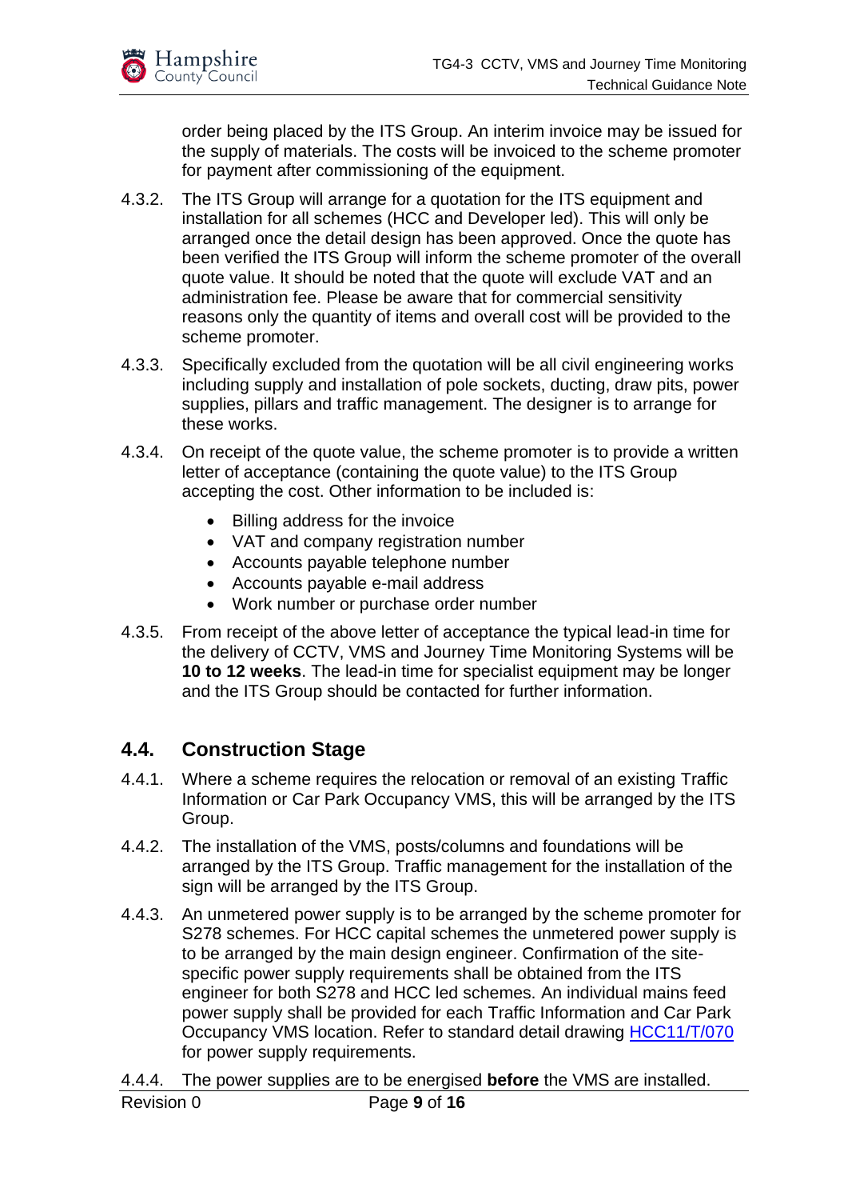order being placed by the ITS Group. An interim invoice may be issued for the supply of materials. The costs will be invoiced to the scheme promoter for payment after commissioning of the equipment.

4.3.2. The ITS Group will arrange for a quotation for the ITS equipment and installation for all schemes (HCC and Developer led). This will only be arranged once the detail design has been approved. Once the quote has been verified the ITS Group will inform the scheme promoter of the overall quote value. It should be noted that the quote will exclude VAT and an administration fee. Please be aware that for commercial sensitivity reasons only the quantity of items and overall cost will be provided to the scheme promoter.

4.3.3. Specifically excluded from the quotation will be all civil engineering works including supply and installation of pole sockets, ducting, draw pits, power supplies, pillars and traffic management. The designer is to arrange for these works.

4.3.4. On receipt of the quote value, the scheme promoter is to provide a written letter of acceptance (containing the quote value) to the ITS Group accepting the cost. Other information to be included is:

- Billing address for the invoice
- VAT and company registration number
- Accounts payable telephone number
- Accounts payable e-mail address
- Work number or purchase order number

4.3.5. From receipt of the above letter of acceptance the typical lead-in time for the delivery of CCTV, VMS and Journey Time Monitoring Systems will be **10 to 12 weeks**. The lead-in time for specialist equipment may be longer and the ITS Group should be contacted for further information.

## 4.4. Construction Stage

4.4.1. Where a scheme requires the relocation or removal of an existing Traffic Information or Car Park Occupancy VMS, this will be arranged by the ITS Group.

4.4.2. The installation of the VMS, posts/columns and foundations will be arranged by the ITS Group. Traffic management for the installation of the sign will be arranged by the ITS Group.

4.4.3. An unmetered power supply is to be arranged by the scheme promoter for S278 schemes. For HCC capital schemes the unmetered power supply is to be arranged by the main design engineer. Confirmation of the site-specific power supply requirements shall be obtained from the ITS engineer for both S278 and HCC led schemes. An individual mains feed power supply shall be provided for each Traffic Information and Car Park Occupancy VMS location. Refer to standard detail drawing HCC11/T/070 for power supply requirements.

4.4.4. The power supplies are to be energised **before** the VMS are installed.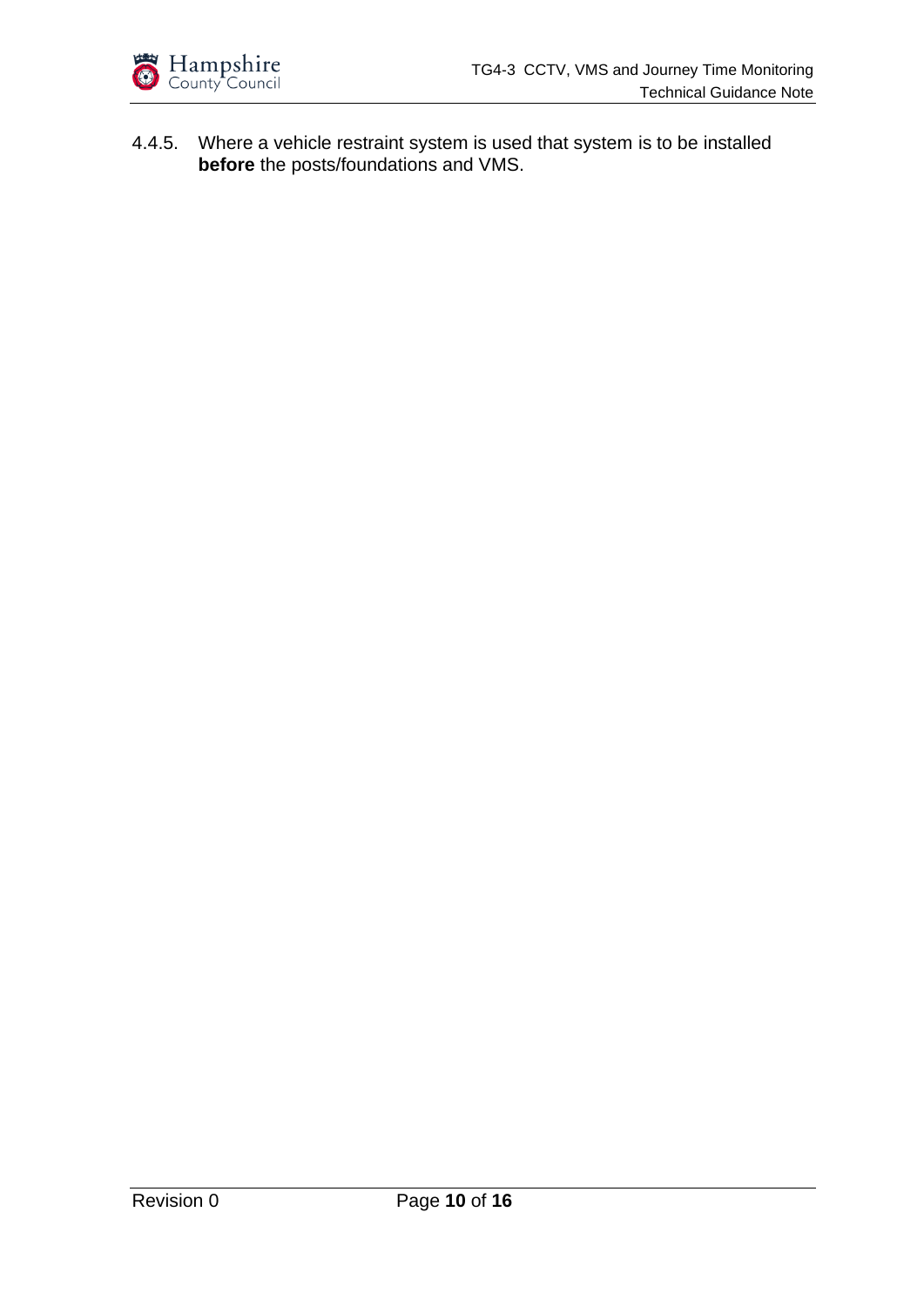4.4.5. Where a vehicle restraint system is used that system is to be installed **before** the posts/foundations and VMS.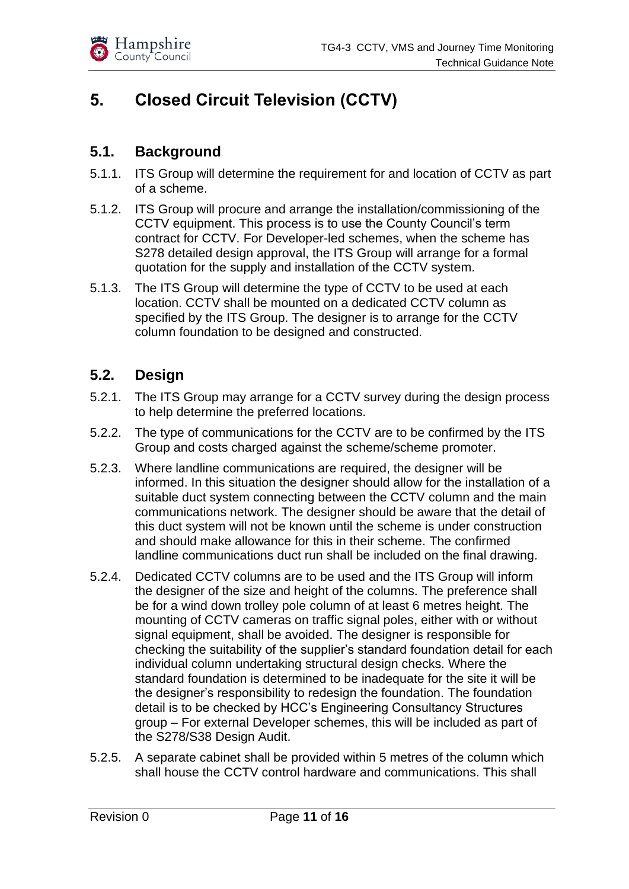# 5. Closed Circuit Television (CCTV)

## 5.1. Background

5.1.1. ITS Group will determine the requirement for and location of CCTV as part of a scheme.

5.1.2. ITS Group will procure and arrange the installation/commissioning of the CCTV equipment. This process is to use the County Council's term contract for CCTV. For Developer-led schemes, when the scheme has S278 detailed design approval, the ITS Group will arrange for a formal quotation for the supply and installation of the CCTV system.

5.1.3. The ITS Group will determine the type of CCTV to be used at each location. CCTV shall be mounted on a dedicated CCTV column as specified by the ITS Group. The designer is to arrange for the CCTV column foundation to be designed and constructed.

## 5.2. Design

5.2.1. The ITS Group may arrange for a CCTV survey during the design process to help determine the preferred locations.

5.2.2. The type of communications for the CCTV are to be confirmed by the ITS Group and costs charged against the scheme/scheme promoter.

5.2.3. Where landline communications are required, the designer will be informed. In this situation the designer should allow for the installation of a suitable duct system connecting between the CCTV column and the main communications network. The designer should be aware that the detail of this duct system will not be known until the scheme is under construction and should make allowance for this in their scheme. The confirmed landline communications duct run shall be included on the final drawing.

5.2.4. Dedicated CCTV columns are to be used and the ITS Group will inform the designer of the size and height of the columns. The preference shall be for a wind down trolley pole column of at least 6 metres height. The mounting of CCTV cameras on traffic signal poles, either with or without signal equipment, shall be avoided. The designer is responsible for checking the suitability of the supplier's standard foundation detail for each individual column undertaking structural design checks. Where the standard foundation is determined to be inadequate for the site it will be the designer's responsibility to redesign the foundation. The foundation detail is to be checked by HCC's Engineering Consultancy Structures group – For external Developer schemes, this will be included as part of the S278/S38 Design Audit.

5.2.5. A separate cabinet shall be provided within 5 metres of the column which shall house the CCTV control hardware and communications. This shall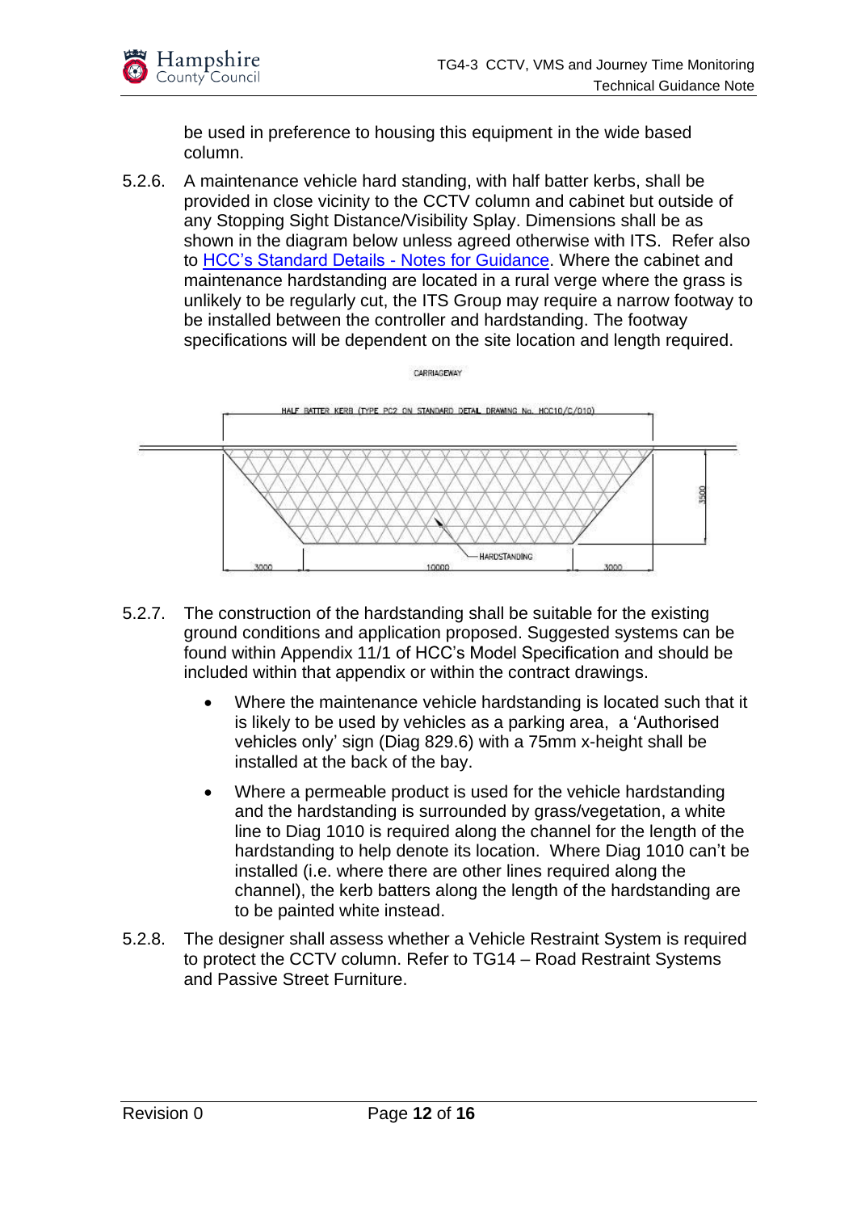be used in preference to housing this equipment in the wide based column.

5.2.6. A maintenance vehicle hard standing, with half batter kerbs, shall be provided in close vicinity to the CCTV column and cabinet but outside of any Stopping Sight Distance/Visibility Splay. Dimensions shall be as shown in the diagram below unless agreed otherwise with ITS. Refer also to HCC's Standard Details - Notes for Guidance. Where the cabinet and maintenance hardstanding are located in a rural verge where the grass is unlikely to be regularly cut, the ITS Group may require a narrow footway to be installed between the controller and hardstanding. The footway specifications will be dependent on the site location and length required.

CARRIAGEWAY

HALF BATTER KERB (TYPE PC2 ON STANDARD DETAIL DRAWING No. HCC10/C/010)

HARDSTANDING

3000 | 10000 | 3000

3500

5.2.7. The construction of the hardstanding shall be suitable for the existing ground conditions and application proposed. Suggested systems can be found within Appendix 11/1 of HCC's Model Specification and should be included within that appendix or within the contract drawings.

- Where the maintenance vehicle hardstanding is located such that it is likely to be used by vehicles as a parking area, a 'Authorised vehicles only' sign (Diag 829.6) with a 75mm x-height shall be installed at the back of the bay.
- Where a permeable product is used for the vehicle hardstanding and the hardstanding is surrounded by grass/vegetation, a white line to Diag 1010 is required along the channel for the length of the hardstanding to help denote its location. Where Diag 1010 can't be installed (i.e. where there are other lines required along the channel), the kerb batters along the length of the hardstanding are to be painted white instead.

5.2.8. The designer shall assess whether a Vehicle Restraint System is required to protect the CCTV column. Refer to TG14 – Road Restraint Systems and Passive Street Furniture.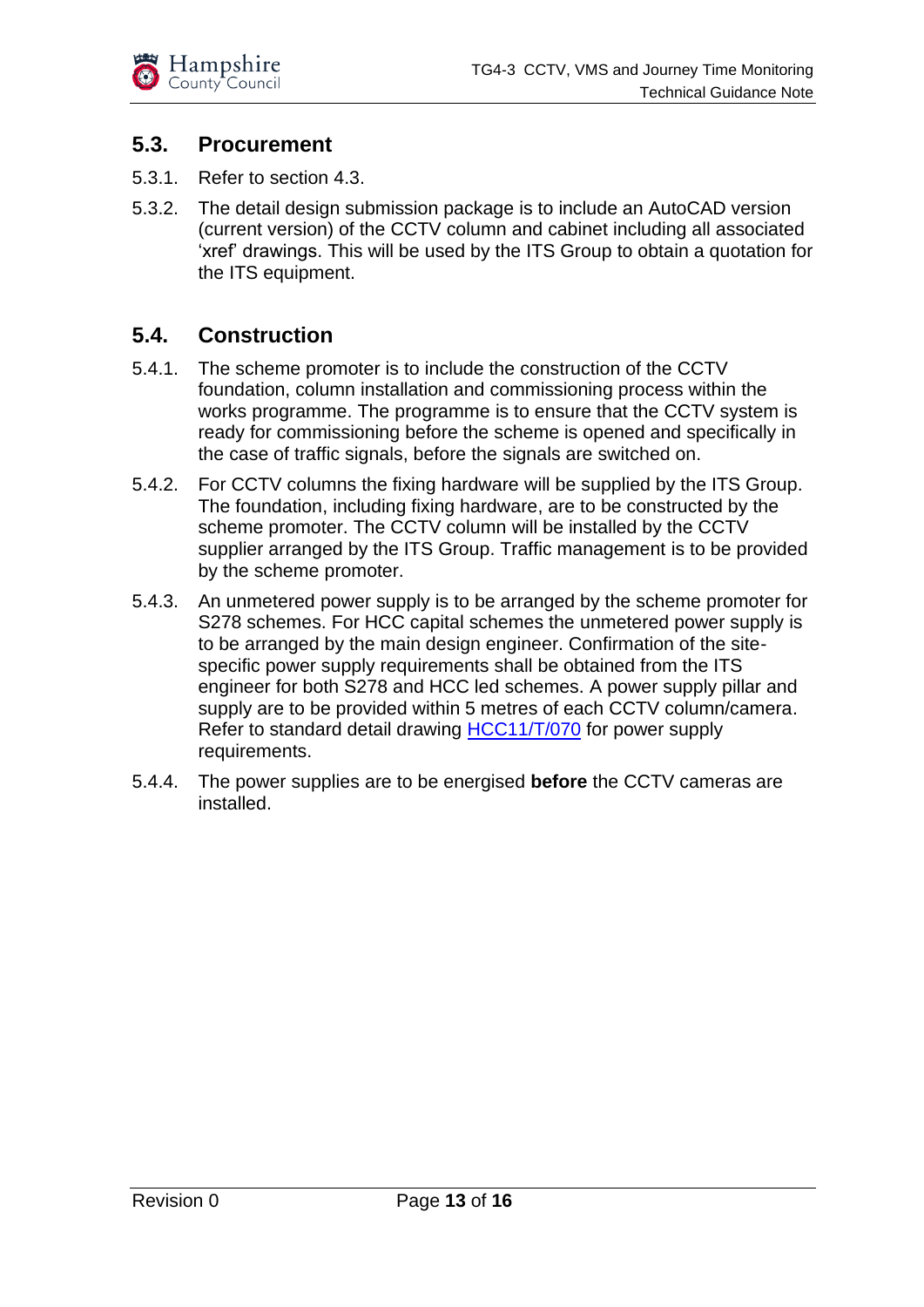## 5.3. Procurement

5.3.1. Refer to section 4.3.

5.3.2. The detail design submission package is to include an AutoCAD version (current version) of the CCTV column and cabinet including all associated 'xref' drawings. This will be used by the ITS Group to obtain a quotation for the ITS equipment.

## 5.4. Construction

5.4.1. The scheme promoter is to include the construction of the CCTV foundation, column installation and commissioning process within the works programme. The programme is to ensure that the CCTV system is ready for commissioning before the scheme is opened and specifically in the case of traffic signals, before the signals are switched on.

5.4.2. For CCTV columns the fixing hardware will be supplied by the ITS Group. The foundation, including fixing hardware, are to be constructed by the scheme promoter. The CCTV column will be installed by the CCTV supplier arranged by the ITS Group. Traffic management is to be provided by the scheme promoter.

5.4.3. An unmetered power supply is to be arranged by the scheme promoter for S278 schemes. For HCC capital schemes the unmetered power supply is to be arranged by the main design engineer. Confirmation of the site-specific power supply requirements shall be obtained from the ITS engineer for both S278 and HCC led schemes. A power supply pillar and supply are to be provided within 5 metres of each CCTV column/camera. Refer to standard detail drawing HCC11/T/070 for power supply requirements.

5.4.4. The power supplies are to be energised **before** the CCTV cameras are installed.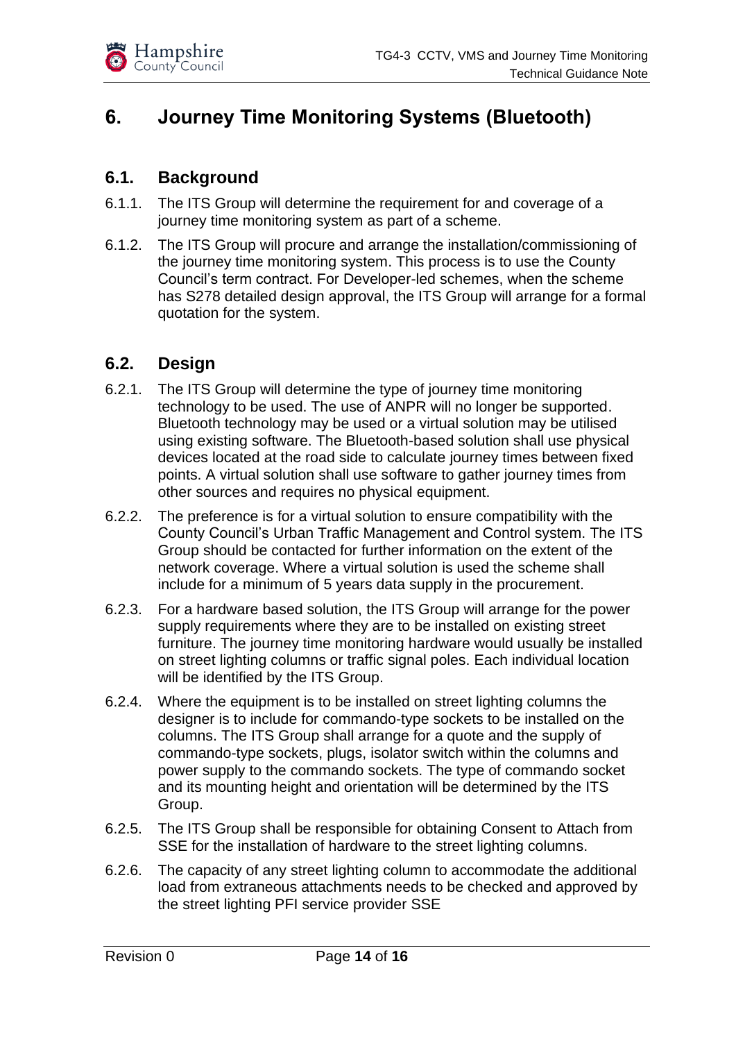# 6. Journey Time Monitoring Systems (Bluetooth)

## 6.1. Background

6.1.1. The ITS Group will determine the requirement for and coverage of a journey time monitoring system as part of a scheme.

6.1.2. The ITS Group will procure and arrange the installation/commissioning of the journey time monitoring system. This process is to use the County Council's term contract. For Developer-led schemes, when the scheme has S278 detailed design approval, the ITS Group will arrange for a formal quotation for the system.

## 6.2. Design

6.2.1. The ITS Group will determine the type of journey time monitoring technology to be used. The use of ANPR will no longer be supported. Bluetooth technology may be used or a virtual solution may be utilised using existing software. The Bluetooth-based solution shall use physical devices located at the road side to calculate journey times between fixed points. A virtual solution shall use software to gather journey times from other sources and requires no physical equipment.

6.2.2. The preference is for a virtual solution to ensure compatibility with the County Council's Urban Traffic Management and Control system. The ITS Group should be contacted for further information on the extent of the network coverage. Where a virtual solution is used the scheme shall include for a minimum of 5 years data supply in the procurement.

6.2.3. For a hardware based solution, the ITS Group will arrange for the power supply requirements where they are to be installed on existing street furniture. The journey time monitoring hardware would usually be installed on street lighting columns or traffic signal poles. Each individual location will be identified by the ITS Group.

6.2.4. Where the equipment is to be installed on street lighting columns the designer is to include for commando-type sockets to be installed on the columns. The ITS Group shall arrange for a quote and the supply of commando-type sockets, plugs, isolator switch within the columns and power supply to the commando sockets. The type of commando socket and its mounting height and orientation will be determined by the ITS Group.

6.2.5. The ITS Group shall be responsible for obtaining Consent to Attach from SSE for the installation of hardware to the street lighting columns.

6.2.6. The capacity of any street lighting column to accommodate the additional load from extraneous attachments needs to be checked and approved by the street lighting PFI service provider SSE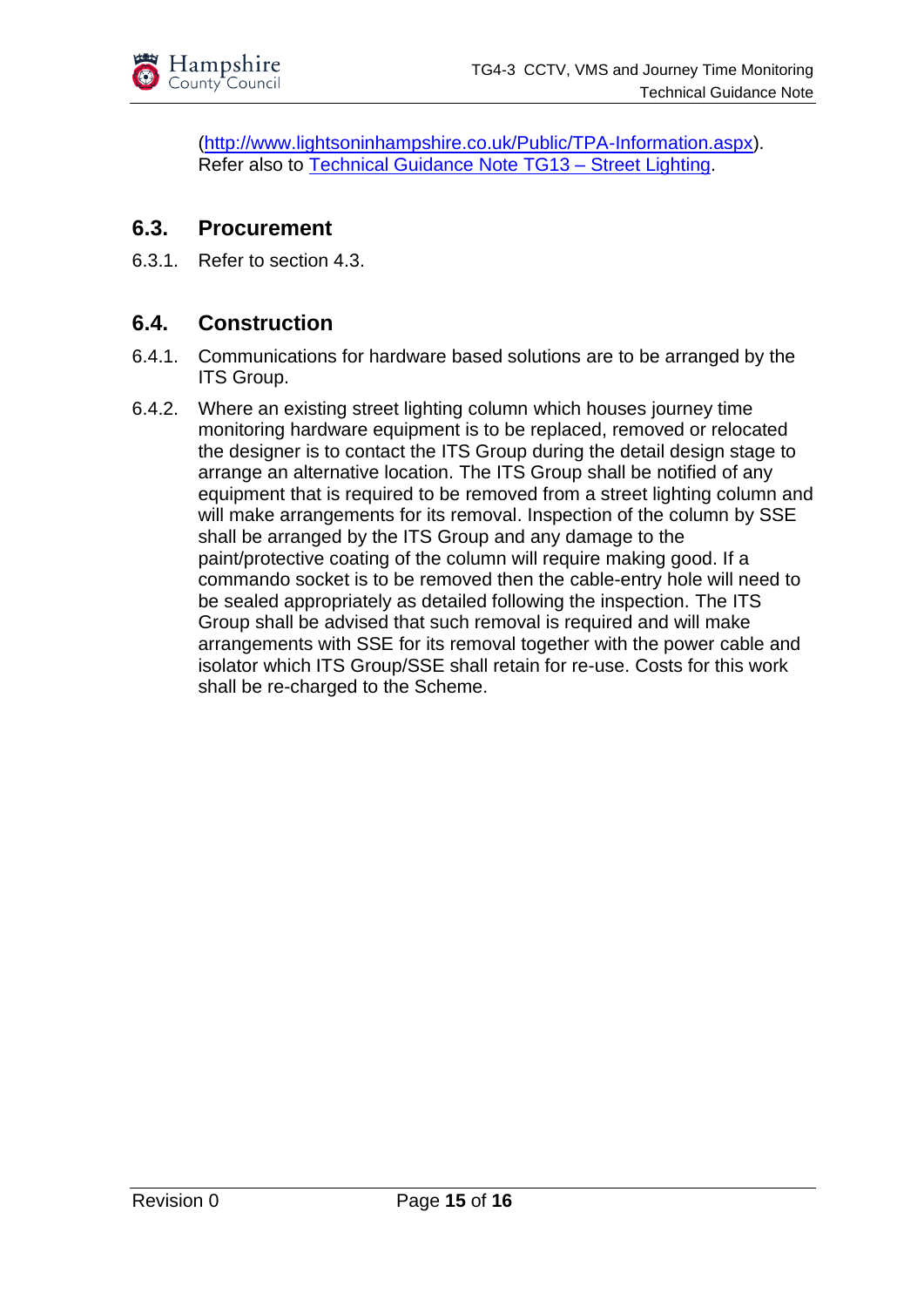(http://www.lightsoninhampshire.co.uk/Public/TPA-Information.aspx). Refer also to Technical Guidance Note TG13 – Street Lighting.

## 6.3. Procurement

6.3.1. Refer to section 4.3.

## 6.4. Construction

6.4.1. Communications for hardware based solutions are to be arranged by the ITS Group.

6.4.2. Where an existing street lighting column which houses journey time monitoring hardware equipment is to be replaced, removed or relocated the designer is to contact the ITS Group during the detail design stage to arrange an alternative location. The ITS Group shall be notified of any equipment that is required to be removed from a street lighting column and will make arrangements for its removal. Inspection of the column by SSE shall be arranged by the ITS Group and any damage to the paint/protective coating of the column will require making good. If a commando socket is to be removed then the cable-entry hole will need to be sealed appropriately as detailed following the inspection. The ITS Group shall be advised that such removal is required and will make arrangements with SSE for its removal together with the power cable and isolator which ITS Group/SSE shall retain for re-use. Costs for this work shall be re-charged to the Scheme.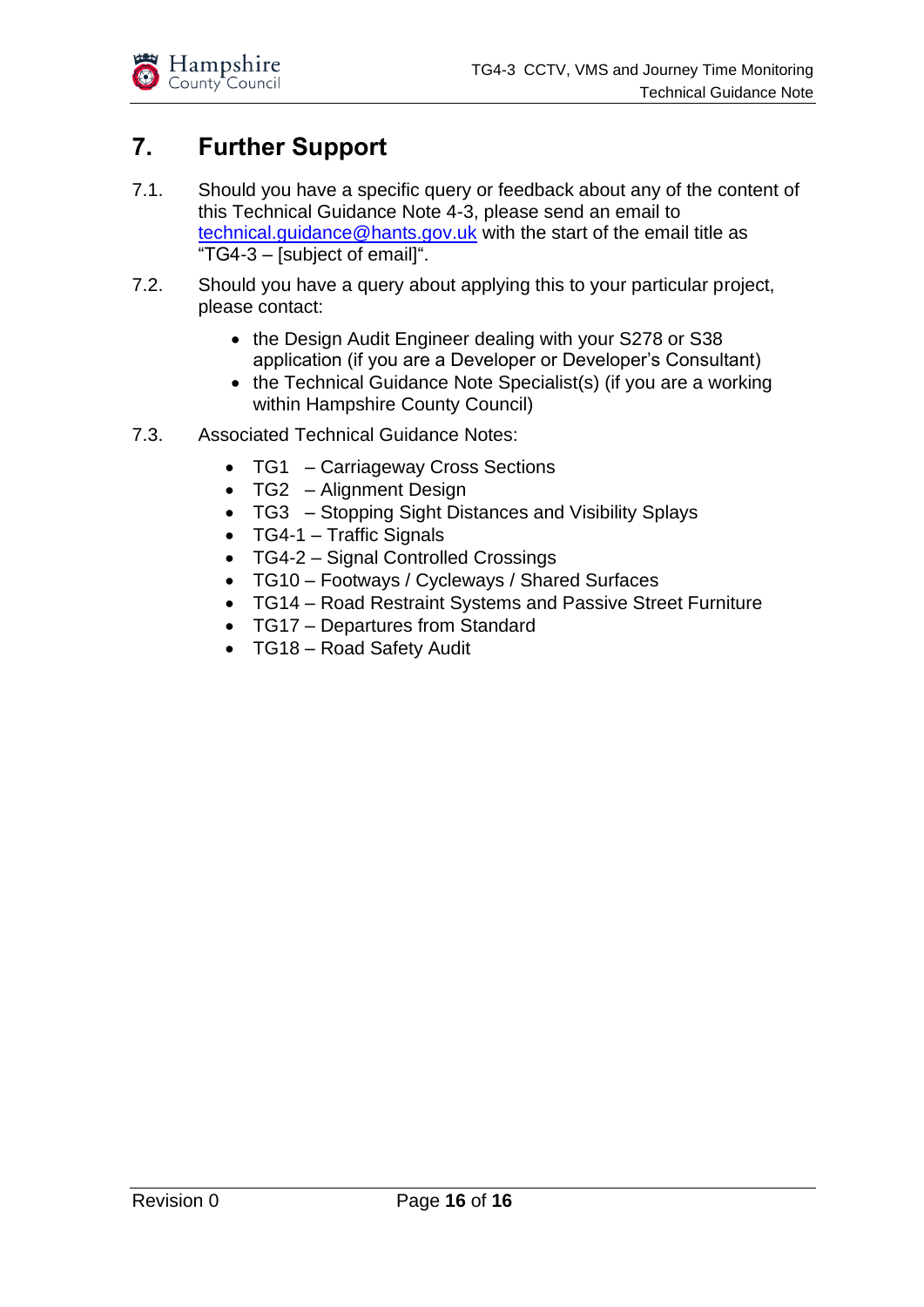# 7. Further Support

7.1. Should you have a specific query or feedback about any of the content of this Technical Guidance Note 4-3, please send an email to technical.guidance@hants.gov.uk with the start of the email title as "TG4-3 – [subject of email]".

7.2. Should you have a query about applying this to your particular project, please contact:

- the Design Audit Engineer dealing with your S278 or S38 application (if you are a Developer or Developer's Consultant)
- the Technical Guidance Note Specialist(s) (if you are a working within Hampshire County Council)

7.3. Associated Technical Guidance Notes:

- TG1 – Carriageway Cross Sections
- TG2 – Alignment Design
- TG3 – Stopping Sight Distances and Visibility Splays
- TG4-1 – Traffic Signals
- TG4-2 – Signal Controlled Crossings
- TG10 – Footways / Cycleways / Shared Surfaces
- TG14 – Road Restraint Systems and Passive Street Furniture
- TG17 – Departures from Standard
- TG18 – Road Safety Audit